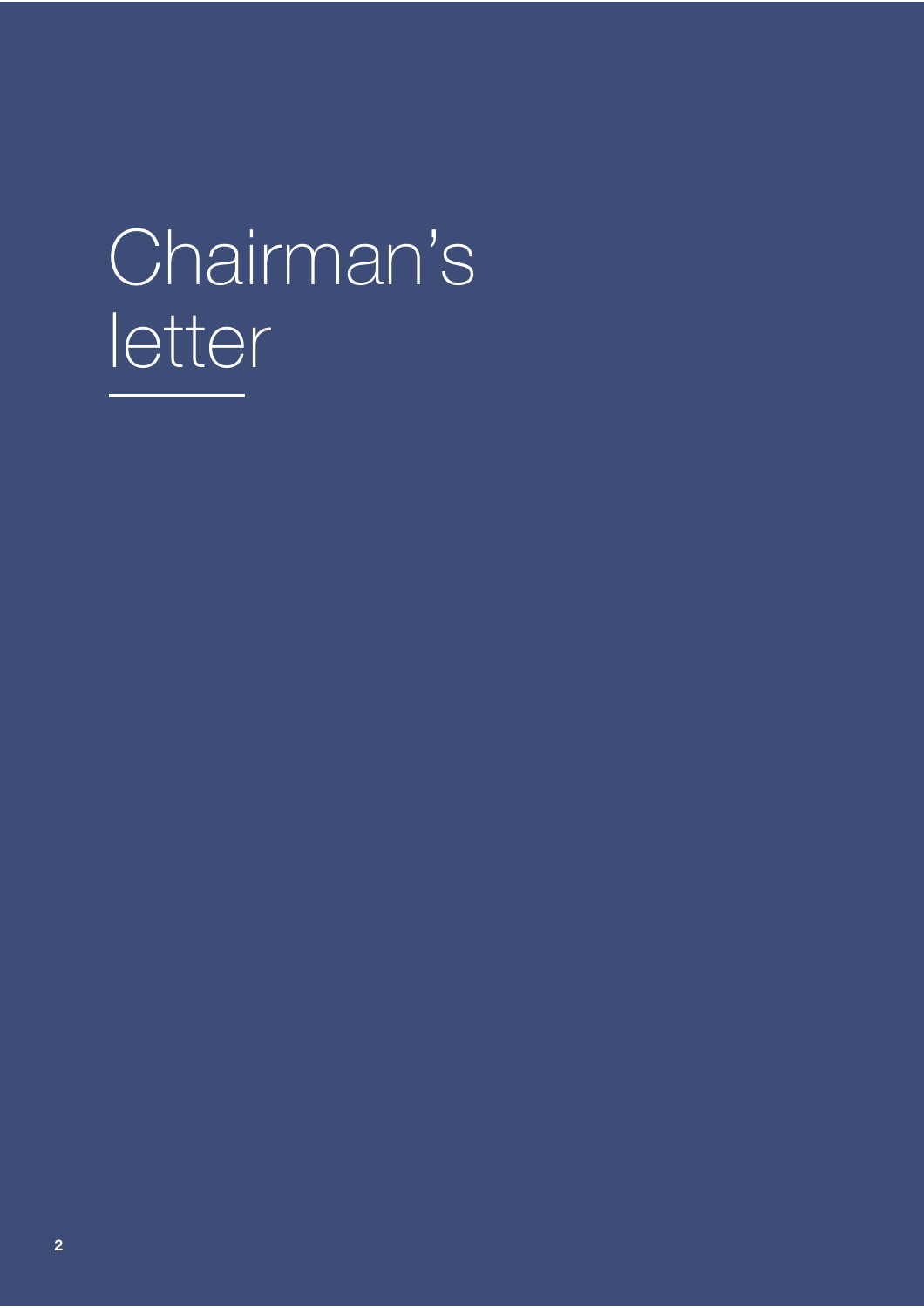# Chairman's letter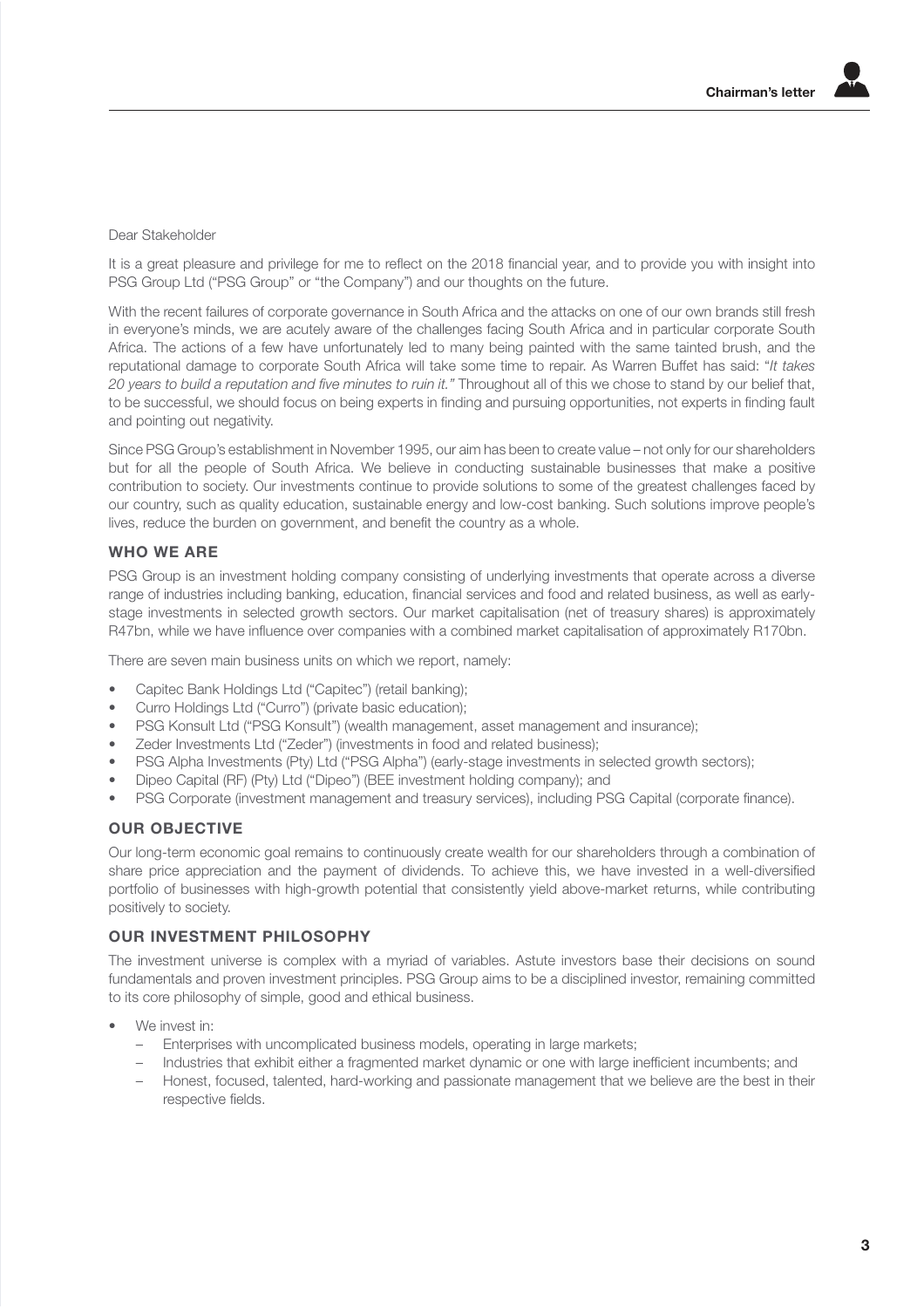Dear Stakeholder

It is a great pleasure and privilege for me to reflect on the 2018 financial year, and to provide you with insight into PSG Group Ltd ("PSG Group" or "the Company") and our thoughts on the future.

With the recent failures of corporate governance in South Africa and the attacks on one of our own brands still fresh in everyone's minds, we are acutely aware of the challenges facing South Africa and in particular corporate South Africa. The actions of a few have unfortunately led to many being painted with the same tainted brush, and the reputational damage to corporate South Africa will take some time to repair. As Warren Buffet has said: "*It takes 20 years to build a reputation and five minutes to ruin it.*" Throughout all of this we chose to stand by our belief that, to be successful, we should focus on being experts in finding and pursuing opportunities, not experts in finding fault and pointing out negativity.

Since PSG Group's establishment in November 1995, our aim has been to create value – not only for our shareholders but for all the people of South Africa. We believe in conducting sustainable businesses that make a positive contribution to society. Our investments continue to provide solutions to some of the greatest challenges faced by our country, such as quality education, sustainable energy and low-cost banking. Such solutions improve people's lives, reduce the burden on government, and benefit the country as a whole.

## WHO WE ARE

PSG Group is an investment holding company consisting of underlying investments that operate across a diverse range of industries including banking, education, financial services and food and related business, as well as early-stage investments in selected growth sectors. Our market capitalisation (net of treasury shares) is approximately R47bn, while we have influence over companies with a combined market capitalisation of approximately R170bn.

There are seven main business units on which we report, namely:

- Capitec Bank Holdings Ltd ("Capitec") (retail banking);
- Curro Holdings Ltd ("Curro") (private basic education);
- PSG Konsult Ltd ("PSG Konsult") (wealth management, asset management and insurance);
- Zeder Investments Ltd ("Zeder") (investments in food and related business);
- PSG Alpha Investments (Pty) Ltd ("PSG Alpha") (early-stage investments in selected growth sectors);
- Dipeo Capital (RF) (Pty) Ltd ("Dipeo") (BEE investment holding company); and
- PSG Corporate (investment management and treasury services), including PSG Capital (corporate finance).

## OUR OBJECTIVE

Our long-term economic goal remains to continuously create wealth for our shareholders through a combination of share price appreciation and the payment of dividends. To achieve this, we have invested in a well-diversified portfolio of businesses with high-growth potential that consistently yield above-market returns, while contributing positively to society.

## OUR INVESTMENT PHILOSOPHY

The investment universe is complex with a myriad of variables. Astute investors base their decisions on sound fundamentals and proven investment principles. PSG Group aims to be a disciplined investor, remaining committed to its core philosophy of simple, good and ethical business.

- We invest in:
  - Enterprises with uncomplicated business models, operating in large markets;
  - Industries that exhibit either a fragmented market dynamic or one with large inefficient incumbents; and
  - Honest, focused, talented, hard-working and passionate management that we believe are the best in their respective fields.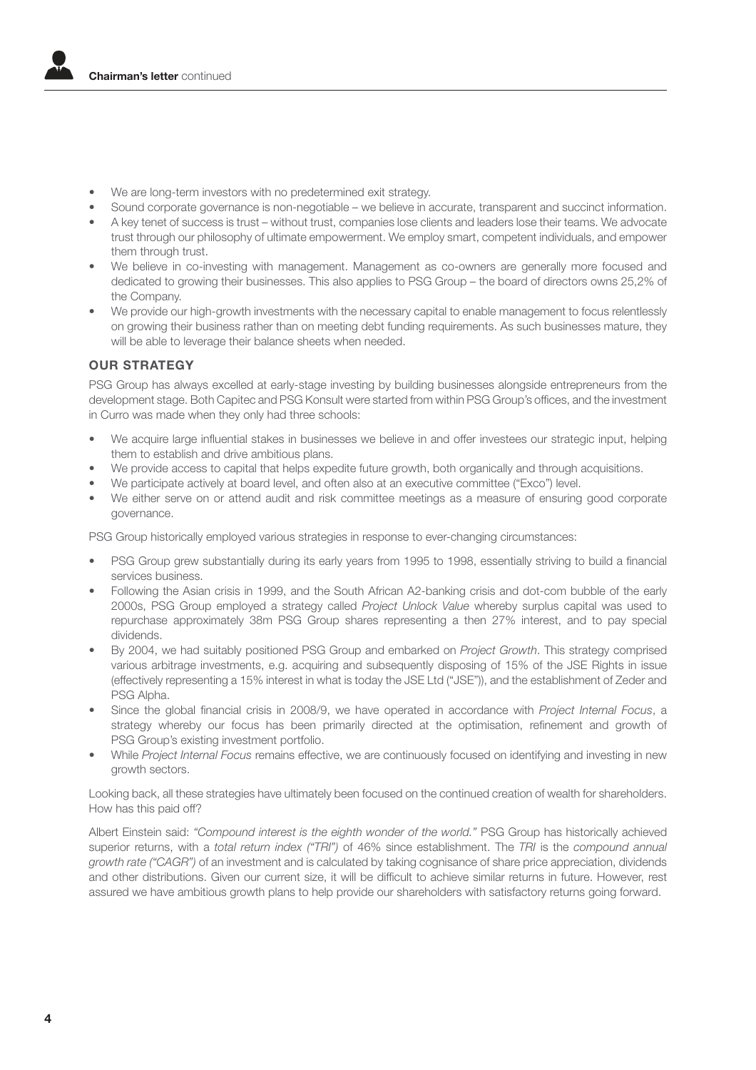- We are long-term investors with no predetermined exit strategy.
- Sound corporate governance is non-negotiable – we believe in accurate, transparent and succinct information.
- A key tenet of success is trust – without trust, companies lose clients and leaders lose their teams. We advocate trust through our philosophy of ultimate empowerment. We employ smart, competent individuals, and empower them through trust.
- We believe in co-investing with management. Management as co-owners are generally more focused and dedicated to growing their businesses. This also applies to PSG Group – the board of directors owns 25,2% of the Company.
- We provide our high-growth investments with the necessary capital to enable management to focus relentlessly on growing their business rather than on meeting debt funding requirements. As such businesses mature, they will be able to leverage their balance sheets when needed.

## OUR STRATEGY

PSG Group has always excelled at early-stage investing by building businesses alongside entrepreneurs from the development stage. Both Capitec and PSG Konsult were started from within PSG Group's offices, and the investment in Curro was made when they only had three schools:

- We acquire large influential stakes in businesses we believe in and offer investees our strategic input, helping them to establish and drive ambitious plans.
- We provide access to capital that helps expedite future growth, both organically and through acquisitions.
- We participate actively at board level, and often also at an executive committee ("Exco") level.
- We either serve on or attend audit and risk committee meetings as a measure of ensuring good corporate governance.

PSG Group historically employed various strategies in response to ever-changing circumstances:

- PSG Group grew substantially during its early years from 1995 to 1998, essentially striving to build a financial services business.
- Following the Asian crisis in 1999, and the South African A2-banking crisis and dot-com bubble of the early 2000s, PSG Group employed a strategy called *Project Unlock Value* whereby surplus capital was used to repurchase approximately 38m PSG Group shares representing a then 27% interest, and to pay special dividends.
- By 2004, we had suitably positioned PSG Group and embarked on *Project Growth*. This strategy comprised various arbitrage investments, e.g. acquiring and subsequently disposing of 15% of the JSE Rights in issue (effectively representing a 15% interest in what is today the JSE Ltd ("JSE")), and the establishment of Zeder and PSG Alpha.
- Since the global financial crisis in 2008/9, we have operated in accordance with *Project Internal Focus*, a strategy whereby our focus has been primarily directed at the optimisation, refinement and growth of PSG Group's existing investment portfolio.
- While *Project Internal Focus* remains effective, we are continuously focused on identifying and investing in new growth sectors.

Looking back, all these strategies have ultimately been focused on the continued creation of wealth for shareholders. How has this paid off?

Albert Einstein said: *"Compound interest is the eighth wonder of the world."* PSG Group has historically achieved superior returns, with a *total return index ("TRI")* of 46% since establishment. The *TRI* is the *compound annual growth rate ("CAGR")* of an investment and is calculated by taking cognisance of share price appreciation, dividends and other distributions. Given our current size, it will be difficult to achieve similar returns in future. However, rest assured we have ambitious growth plans to help provide our shareholders with satisfactory returns going forward.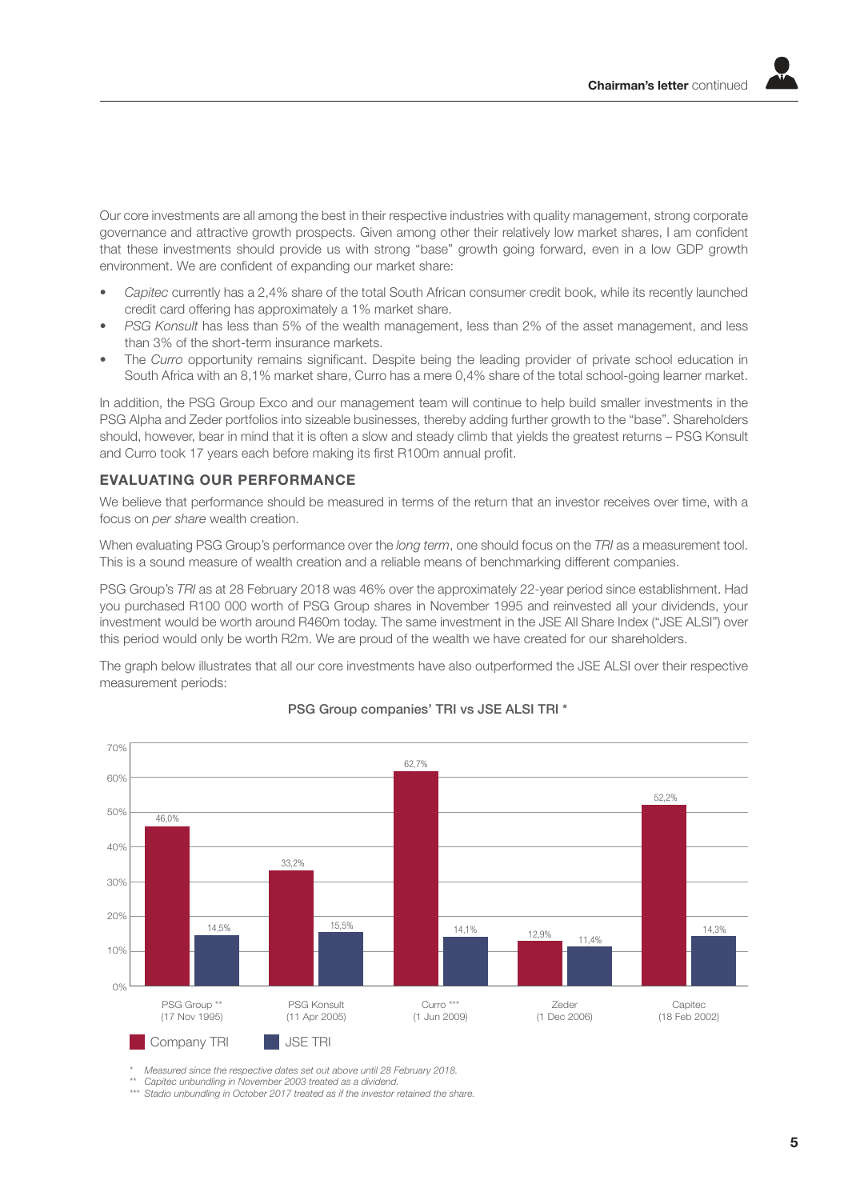Our core investments are all among the best in their respective industries with quality management, strong corporate governance and attractive growth prospects. Given among other their relatively low market shares, I am confident that these investments should provide us with strong "base" growth going forward, even in a low GDP growth environment. We are confident of expanding our market share:

- *Capitec* currently has a 2,4% share of the total South African consumer credit book, while its recently launched credit card offering has approximately a 1% market share.
- *PSG Konsult* has less than 5% of the wealth management, less than 2% of the asset management, and less than 3% of the short-term insurance markets.
- The *Curro* opportunity remains significant. Despite being the leading provider of private school education in South Africa with an 8,1% market share, Curro has a mere 0,4% share of the total school-going learner market.

In addition, the PSG Group Exco and our management team will continue to help build smaller investments in the PSG Alpha and Zeder portfolios into sizeable businesses, thereby adding further growth to the "base". Shareholders should, however, bear in mind that it is often a slow and steady climb that yields the greatest returns – PSG Konsult and Curro took 17 years each before making its first R100m annual profit.

## EVALUATING OUR PERFORMANCE

We believe that performance should be measured in terms of the return that an investor receives over time, with a focus on *per share* wealth creation.

When evaluating PSG Group's performance over the *long term*, one should focus on the *TRI* as a measurement tool. This is a sound measure of wealth creation and a reliable means of benchmarking different companies.

PSG Group's *TRI* as at 28 February 2018 was 46% over the approximately 22-year period since establishment. Had you purchased R100 000 worth of PSG Group shares in November 1995 and reinvested all your dividends, your investment would be worth around R460m today. The same investment in the JSE All Share Index ("JSE ALSI") over this period would only be worth R2m. We are proud of the wealth we have created for our shareholders.

The graph below illustrates that all our core investments have also outperformed the JSE ALSI over their respective measurement periods:

**PSG Group companies' TRI vs JSE ALSI TRI ***

| | Company TRI | JSE TRI |
|---|---|---|
| PSG Group ** (17 Nov 1995) | 46,0% | 14,5% |
| PSG Konsult (11 Apr 2005) | 33,2% | 15,5% |
| Curro *** (1 Jun 2009) | 62,7% | 14,1% |
| Zeder (1 Dec 2006) | 12,9% | 11,4% |
| Capitec (18 Feb 2002) | 52,2% | 14,3% |

\* *Measured since the respective dates set out above until 28 February 2018.*
\** *Capitec unbundling in November 2003 treated as a dividend.*
\*** *Stadio unbundling in October 2017 treated as if the investor retained the share.*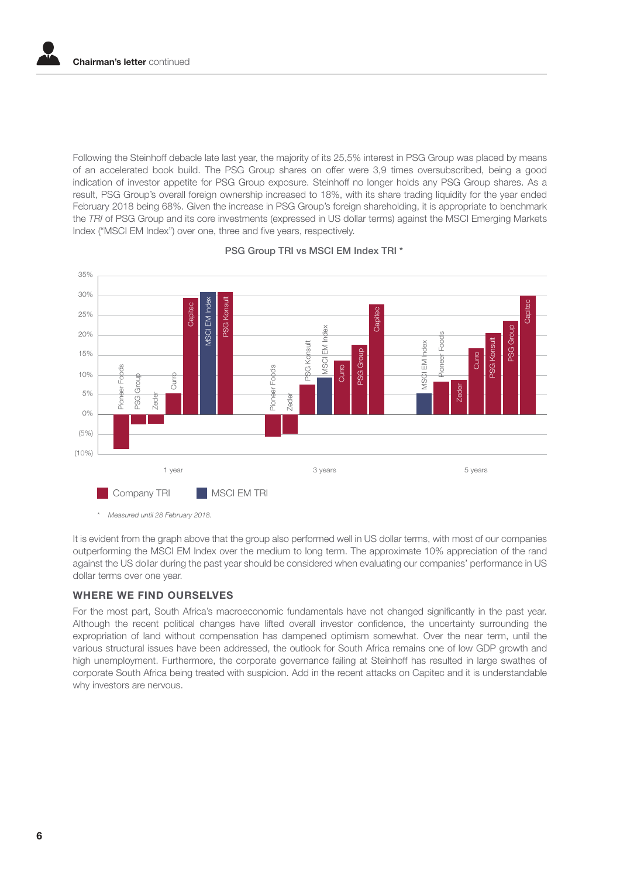Following the Steinhoff debacle late last year, the majority of its 25,5% interest in PSG Group was placed by means of an accelerated book build. The PSG Group shares on offer were 3,9 times oversubscribed, being a good indication of investor appetite for PSG Group exposure. Steinhoff no longer holds any PSG Group shares. As a result, PSG Group's overall foreign ownership increased to 18%, with its share trading liquidity for the year ended February 2018 being 68%. Given the increase in PSG Group's foreign shareholding, it is appropriate to benchmark the *TRI* of PSG Group and its core investments (expressed in US dollar terms) against the MSCI Emerging Markets Index ("MSCI EM Index") over one, three and five years, respectively.

**PSG Group TRI vs MSCI EM Index TRI \***

| Period | Pioneer Foods | PSG Group | Zeder | Curro | Capitec | PSG Konsult | MSCI EM Index |
|---|---|---|---|---|---|---|---|
| 1 year | (9%) | (2%) | (2%) | 5% | 29% | 31% | 31% |
| 3 years | (6%) | 18% | (5%) | 14% | 28% | 8% | 9% |
| 5 years | 8% | 24% | 9% | 17% | 30% | 20% | 5% |

Company TRI    MSCI EM TRI

\* *Measured until 28 February 2018.*

It is evident from the graph above that the group also performed well in US dollar terms, with most of our companies outperforming the MSCI EM Index over the medium to long term. The approximate 10% appreciation of the rand against the US dollar during the past year should be considered when evaluating our companies' performance in US dollar terms over one year.

## WHERE WE FIND OURSELVES

For the most part, South Africa's macroeconomic fundamentals have not changed significantly in the past year. Although the recent political changes have lifted overall investor confidence, the uncertainty surrounding the expropriation of land without compensation has dampened optimism somewhat. Over the near term, until the various structural issues have been addressed, the outlook for South Africa remains one of low GDP growth and high unemployment. Furthermore, the corporate governance failing at Steinhoff has resulted in large swathes of corporate South Africa being treated with suspicion. Add in the recent attacks on Capitec and it is understandable why investors are nervous.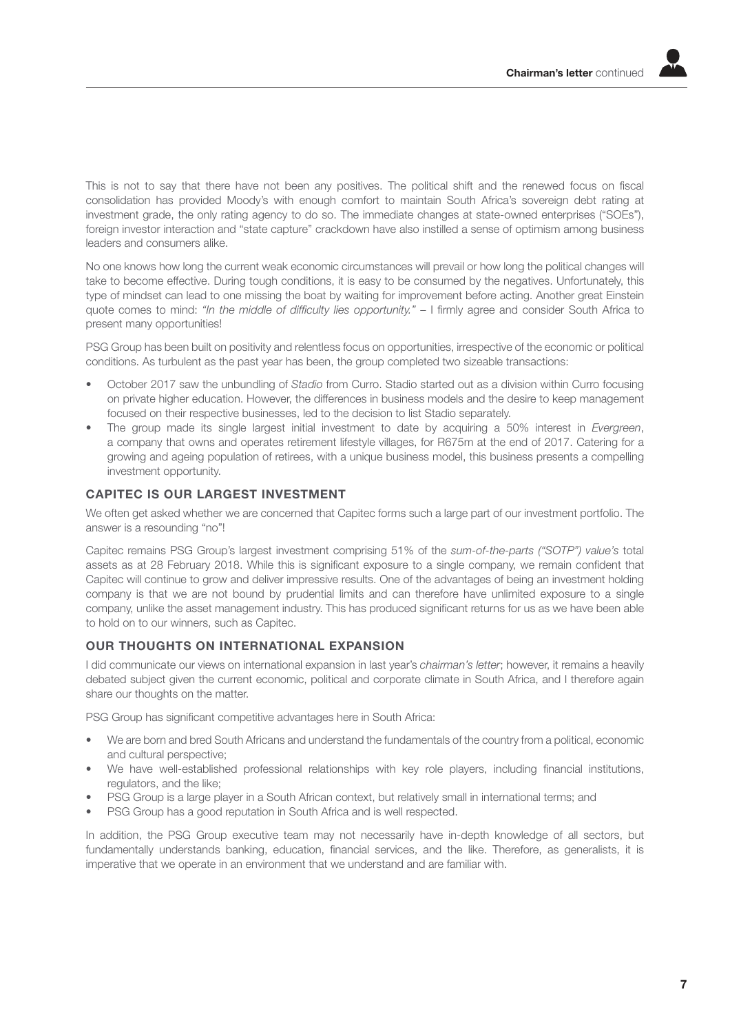This is not to say that there have not been any positives. The political shift and the renewed focus on fiscal consolidation has provided Moody's with enough comfort to maintain South Africa's sovereign debt rating at investment grade, the only rating agency to do so. The immediate changes at state-owned enterprises ("SOEs"), foreign investor interaction and "state capture" crackdown have also instilled a sense of optimism among business leaders and consumers alike.

No one knows how long the current weak economic circumstances will prevail or how long the political changes will take to become effective. During tough conditions, it is easy to be consumed by the negatives. Unfortunately, this type of mindset can lead to one missing the boat by waiting for improvement before acting. Another great Einstein quote comes to mind: *"In the middle of difficulty lies opportunity."* – I firmly agree and consider South Africa to present many opportunities!

PSG Group has been built on positivity and relentless focus on opportunities, irrespective of the economic or political conditions. As turbulent as the past year has been, the group completed two sizeable transactions:

- October 2017 saw the unbundling of *Stadio* from Curro. Stadio started out as a division within Curro focusing on private higher education. However, the differences in business models and the desire to keep management focused on their respective businesses, led to the decision to list Stadio separately.
- The group made its single largest initial investment to date by acquiring a 50% interest in *Evergreen*, a company that owns and operates retirement lifestyle villages, for R675m at the end of 2017. Catering for a growing and ageing population of retirees, with a unique business model, this business presents a compelling investment opportunity.

## CAPITEC IS OUR LARGEST INVESTMENT

We often get asked whether we are concerned that Capitec forms such a large part of our investment portfolio. The answer is a resounding "no"!

Capitec remains PSG Group's largest investment comprising 51% of the *sum-of-the-parts ("SOTP") value's* total assets as at 28 February 2018. While this is significant exposure to a single company, we remain confident that Capitec will continue to grow and deliver impressive results. One of the advantages of being an investment holding company is that we are not bound by prudential limits and can therefore have unlimited exposure to a single company, unlike the asset management industry. This has produced significant returns for us as we have been able to hold on to our winners, such as Capitec.

## OUR THOUGHTS ON INTERNATIONAL EXPANSION

I did communicate our views on international expansion in last year's *chairman's letter*; however, it remains a heavily debated subject given the current economic, political and corporate climate in South Africa, and I therefore again share our thoughts on the matter.

PSG Group has significant competitive advantages here in South Africa:

- We are born and bred South Africans and understand the fundamentals of the country from a political, economic and cultural perspective;
- We have well-established professional relationships with key role players, including financial institutions, regulators, and the like;
- PSG Group is a large player in a South African context, but relatively small in international terms; and
- PSG Group has a good reputation in South Africa and is well respected.

In addition, the PSG Group executive team may not necessarily have in-depth knowledge of all sectors, but fundamentally understands banking, education, financial services, and the like. Therefore, as generalists, it is imperative that we operate in an environment that we understand and are familiar with.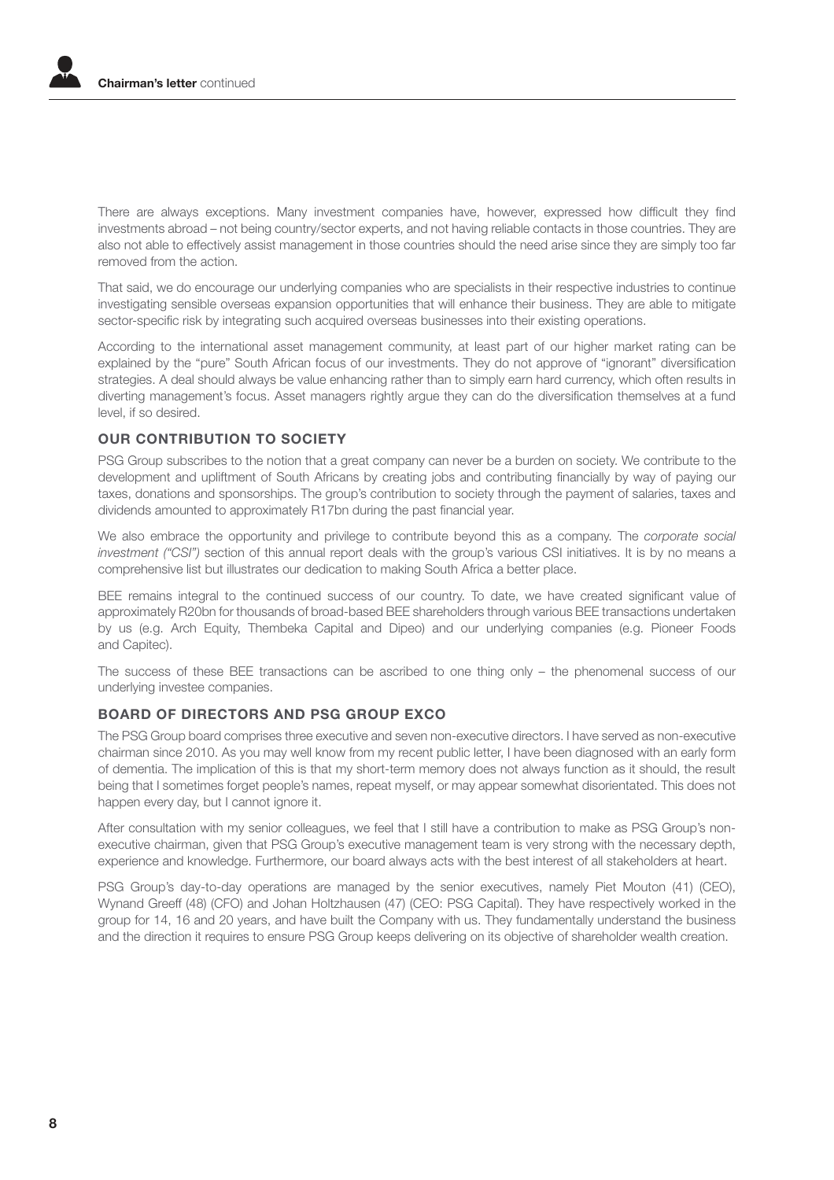There are always exceptions. Many investment companies have, however, expressed how difficult they find investments abroad – not being country/sector experts, and not having reliable contacts in those countries. They are also not able to effectively assist management in those countries should the need arise since they are simply too far removed from the action.

That said, we do encourage our underlying companies who are specialists in their respective industries to continue investigating sensible overseas expansion opportunities that will enhance their business. They are able to mitigate sector-specific risk by integrating such acquired overseas businesses into their existing operations.

According to the international asset management community, at least part of our higher market rating can be explained by the "pure" South African focus of our investments. They do not approve of "ignorant" diversification strategies. A deal should always be value enhancing rather than to simply earn hard currency, which often results in diverting management's focus. Asset managers rightly argue they can do the diversification themselves at a fund level, if so desired.

## OUR CONTRIBUTION TO SOCIETY

PSG Group subscribes to the notion that a great company can never be a burden on society. We contribute to the development and upliftment of South Africans by creating jobs and contributing financially by way of paying our taxes, donations and sponsorships. The group's contribution to society through the payment of salaries, taxes and dividends amounted to approximately R17bn during the past financial year.

We also embrace the opportunity and privilege to contribute beyond this as a company. The *corporate social investment ("CSI")* section of this annual report deals with the group's various CSI initiatives. It is by no means a comprehensive list but illustrates our dedication to making South Africa a better place.

BEE remains integral to the continued success of our country. To date, we have created significant value of approximately R20bn for thousands of broad-based BEE shareholders through various BEE transactions undertaken by us (e.g. Arch Equity, Thembeka Capital and Dipeo) and our underlying companies (e.g. Pioneer Foods and Capitec).

The success of these BEE transactions can be ascribed to one thing only – the phenomenal success of our underlying investee companies.

## BOARD OF DIRECTORS AND PSG GROUP EXCO

The PSG Group board comprises three executive and seven non-executive directors. I have served as non-executive chairman since 2010. As you may well know from my recent public letter, I have been diagnosed with an early form of dementia. The implication of this is that my short-term memory does not always function as it should, the result being that I sometimes forget people's names, repeat myself, or may appear somewhat disorientated. This does not happen every day, but I cannot ignore it.

After consultation with my senior colleagues, we feel that I still have a contribution to make as PSG Group's non-executive chairman, given that PSG Group's executive management team is very strong with the necessary depth, experience and knowledge. Furthermore, our board always acts with the best interest of all stakeholders at heart.

PSG Group's day-to-day operations are managed by the senior executives, namely Piet Mouton (41) (CEO), Wynand Greeff (48) (CFO) and Johan Holtzhausen (47) (CEO: PSG Capital). They have respectively worked in the group for 14, 16 and 20 years, and have built the Company with us. They fundamentally understand the business and the direction it requires to ensure PSG Group keeps delivering on its objective of shareholder wealth creation.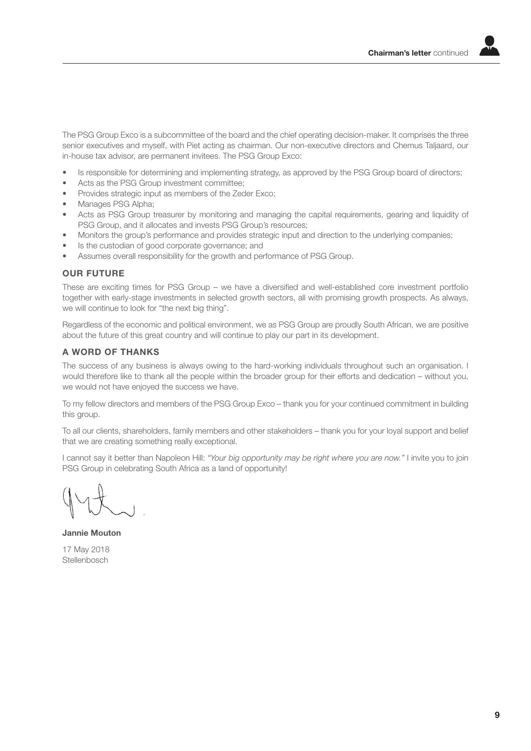The PSG Group Exco is a subcommittee of the board and the chief operating decision-maker. It comprises the three senior executives and myself, with Piet acting as chairman. Our non-executive directors and Chemus Taljaard, our in-house tax advisor, are permanent invitees. The PSG Group Exco:

- Is responsible for determining and implementing strategy, as approved by the PSG Group board of directors;
- Acts as the PSG Group investment committee;
- Provides strategic input as members of the Zeder Exco;
- Manages PSG Alpha;
- Acts as PSG Group treasurer by monitoring and managing the capital requirements, gearing and liquidity of PSG Group, and it allocates and invests PSG Group's resources;
- Monitors the group's performance and provides strategic input and direction to the underlying companies;
- Is the custodian of good corporate governance; and
- Assumes overall responsibility for the growth and performance of PSG Group.

## OUR FUTURE

These are exciting times for PSG Group – we have a diversified and well-established core investment portfolio together with early-stage investments in selected growth sectors, all with promising growth prospects. As always, we will continue to look for "the next big thing".

Regardless of the economic and political environment, we as PSG Group are proudly South African, we are positive about the future of this great country and will continue to play our part in its development.

## A WORD OF THANKS

The success of any business is always owing to the hard-working individuals throughout such an organisation. I would therefore like to thank all the people within the broader group for their efforts and dedication – without you, we would not have enjoyed the success we have.

To my fellow directors and members of the PSG Group Exco – thank you for your continued commitment in building this group.

To all our clients, shareholders, family members and other stakeholders – thank you for your loyal support and belief that we are creating something really exceptional.

I cannot say it better than Napoleon Hill: *"Your big opportunity may be right where you are now."* I invite you to join PSG Group in celebrating South Africa as a land of opportunity!

**Jannie Mouton**

17 May 2018
Stellenbosch